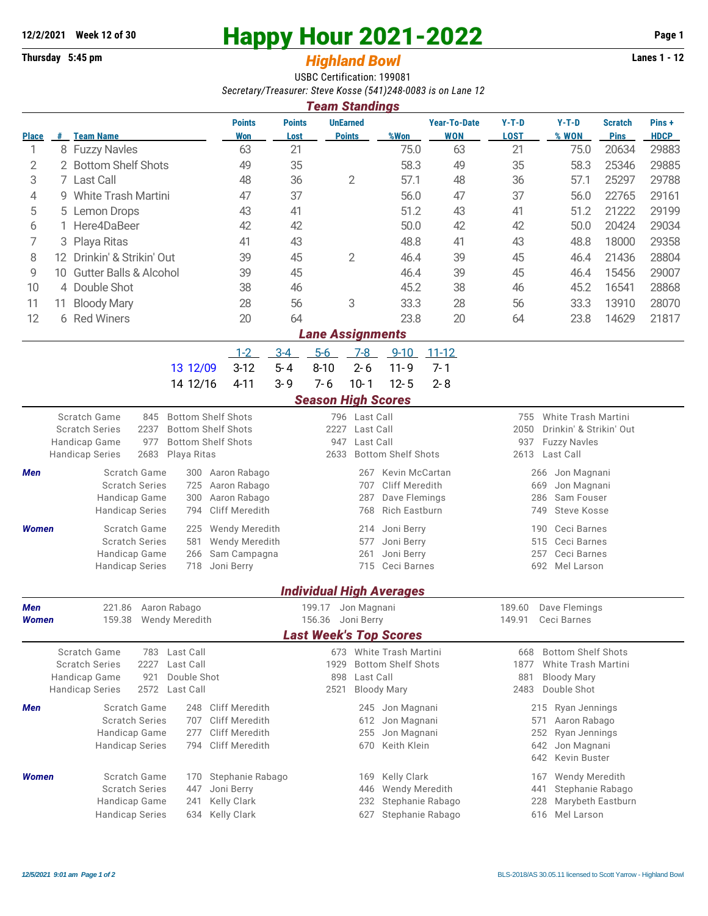12/2/2021 Week 12 of 30

# Happy Hour 2021-2022

Thursday 5:45 pm

## *Highland Bowl*

Lanes 1 - 12

USBC Certification: 199081

*Secretary/Treasurer: Steve Kosse (541)248-0083 is on Lane 12*

### *Team Standings*

| Place | # | Team Name | Points Won | Points Lost | UnEarned Points | %Won | Year-To-Date WON | Y-T-D LOST | Y-T-D % WON | Scratch Pins | Pins + HDCP |
|---|---|---|---|---|---|---|---|---|---|---|---|
| 1 | 8 | Fuzzy Navles | 63 | 21 | | 75.0 | 63 | 21 | 75.0 | 20634 | 29883 |
| 2 | 2 | Bottom Shelf Shots | 49 | 35 | | 58.3 | 49 | 35 | 58.3 | 25346 | 29885 |
| 3 | 7 | Last Call | 48 | 36 | 2 | 57.1 | 48 | 36 | 57.1 | 25297 | 29788 |
| 4 | 9 | White Trash Martini | 47 | 37 | | 56.0 | 47 | 37 | 56.0 | 22765 | 29161 |
| 5 | 5 | Lemon Drops | 43 | 41 | | 51.2 | 43 | 41 | 51.2 | 21222 | 29199 |
| 6 | 1 | Here4DaBeer | 42 | 42 | | 50.0 | 42 | 42 | 50.0 | 20424 | 29034 |
| 7 | 3 | Playa Ritas | 41 | 43 | | 48.8 | 41 | 43 | 48.8 | 18000 | 29358 |
| 8 | 12 | Drinkin' & Strikin' Out | 39 | 45 | 2 | 46.4 | 39 | 45 | 46.4 | 21436 | 28804 |
| 9 | 10 | Gutter Balls & Alcohol | 39 | 45 | | 46.4 | 39 | 45 | 46.4 | 15456 | 29007 |
| 10 | 4 | Double Shot | 38 | 46 | | 45.2 | 38 | 46 | 45.2 | 16541 | 28868 |
| 11 | 11 | Bloody Mary | 28 | 56 | 3 | 33.3 | 28 | 56 | 33.3 | 13910 | 28070 |
| 12 | 6 | Red Winers | 20 | 64 | | 23.8 | 20 | 64 | 23.8 | 14629 | 21817 |

### *Lane Assignments*

| | 1-2 | 3-4 | 5-6 | 7-8 | 9-10 | 11-12 |
|---|---|---|---|---|---|---|
| 13 12/09 | 3-12 | 5-4 | 8-10 | 2-6 | 11-9 | 7-1 |
| 14 12/16 | 4-11 | 3-9 | 7-6 | 10-1 | 12-5 | 2-8 |

### *Season High Scores*

| | | | | | | |
|---|---|---|---|---|---|---|
| Scratch Game | 845 | Bottom Shelf Shots | 796 | Last Call | 755 | White Trash Martini |
| Scratch Series | 2237 | Bottom Shelf Shots | 2227 | Last Call | 2050 | Drinkin' & Strikin' Out |
| Handicap Game | 977 | Bottom Shelf Shots | 947 | Last Call | 937 | Fuzzy Navles |
| Handicap Series | 2683 | Playa Ritas | 2633 | Bottom Shelf Shots | 2613 | Last Call |

| | | | | | | | |
|---|---|---|---|---|---|---|---|
| ***Men*** | Scratch Game | 300 | Aaron Rabago | 267 | Kevin McCartan | 266 | Jon Magnani |
| | Scratch Series | 725 | Aaron Rabago | 707 | Cliff Meredith | 669 | Jon Magnani |
| | Handicap Game | 300 | Aaron Rabago | 287 | Dave Flemings | 286 | Sam Fouser |
| | Handicap Series | 794 | Cliff Meredith | 768 | Rich Eastburn | 749 | Steve Kosse |
| ***Women*** | Scratch Game | 225 | Wendy Meredith | 214 | Joni Berry | 190 | Ceci Barnes |
| | Scratch Series | 581 | Wendy Meredith | 577 | Joni Berry | 515 | Ceci Barnes |
| | Handicap Game | 266 | Sam Campagna | 261 | Joni Berry | 257 | Ceci Barnes |
| | Handicap Series | 718 | Joni Berry | 715 | Ceci Barnes | 692 | Mel Larson |

### *Individual High Averages*

| | | | | | | |
|---|---|---|---|---|---|---|
| ***Men*** | 221.86 | Aaron Rabago | 199.17 | Jon Magnani | 189.60 | Dave Flemings |
| ***Women*** | 159.38 | Wendy Meredith | 156.36 | Joni Berry | 149.91 | Ceci Barnes |

### *Last Week's Top Scores*

| | | | | | | |
|---|---|---|---|---|---|---|
| Scratch Game | 783 | Last Call | 673 | White Trash Martini | 668 | Bottom Shelf Shots |
| Scratch Series | 2227 | Last Call | 1929 | Bottom Shelf Shots | 1877 | White Trash Martini |
| Handicap Game | 921 | Double Shot | 898 | Last Call | 881 | Bloody Mary |
| Handicap Series | 2572 | Last Call | 2521 | Bloody Mary | 2483 | Double Shot |

| | | | | | | | |
|---|---|---|---|---|---|---|---|
| ***Men*** | Scratch Game | 248 | Cliff Meredith | 245 | Jon Magnani | 215 | Ryan Jennings |
| | Scratch Series | 707 | Cliff Meredith | 612 | Jon Magnani | 571 | Aaron Rabago |
| | Handicap Game | 277 | Cliff Meredith | 255 | Jon Magnani | 252 | Ryan Jennings |
| | Handicap Series | 794 | Cliff Meredith | 670 | Keith Klein | 642 | Jon Magnani |
| | | | | | | 642 | Kevin Buster |
| ***Women*** | Scratch Game | 170 | Stephanie Rabago | 169 | Kelly Clark | 167 | Wendy Meredith |
| | Scratch Series | 447 | Joni Berry | 446 | Wendy Meredith | 441 | Stephanie Rabago |
| | Handicap Game | 241 | Kelly Clark | 232 | Stephanie Rabago | 228 | Marybeth Eastburn |
| | Handicap Series | 634 | Kelly Clark | 627 | Stephanie Rabago | 616 | Mel Larson |

*12/5/2021 9:01 am*

BLS-2018/AS 30.05.11 licensed to Scott Yarrow - Highland Bowl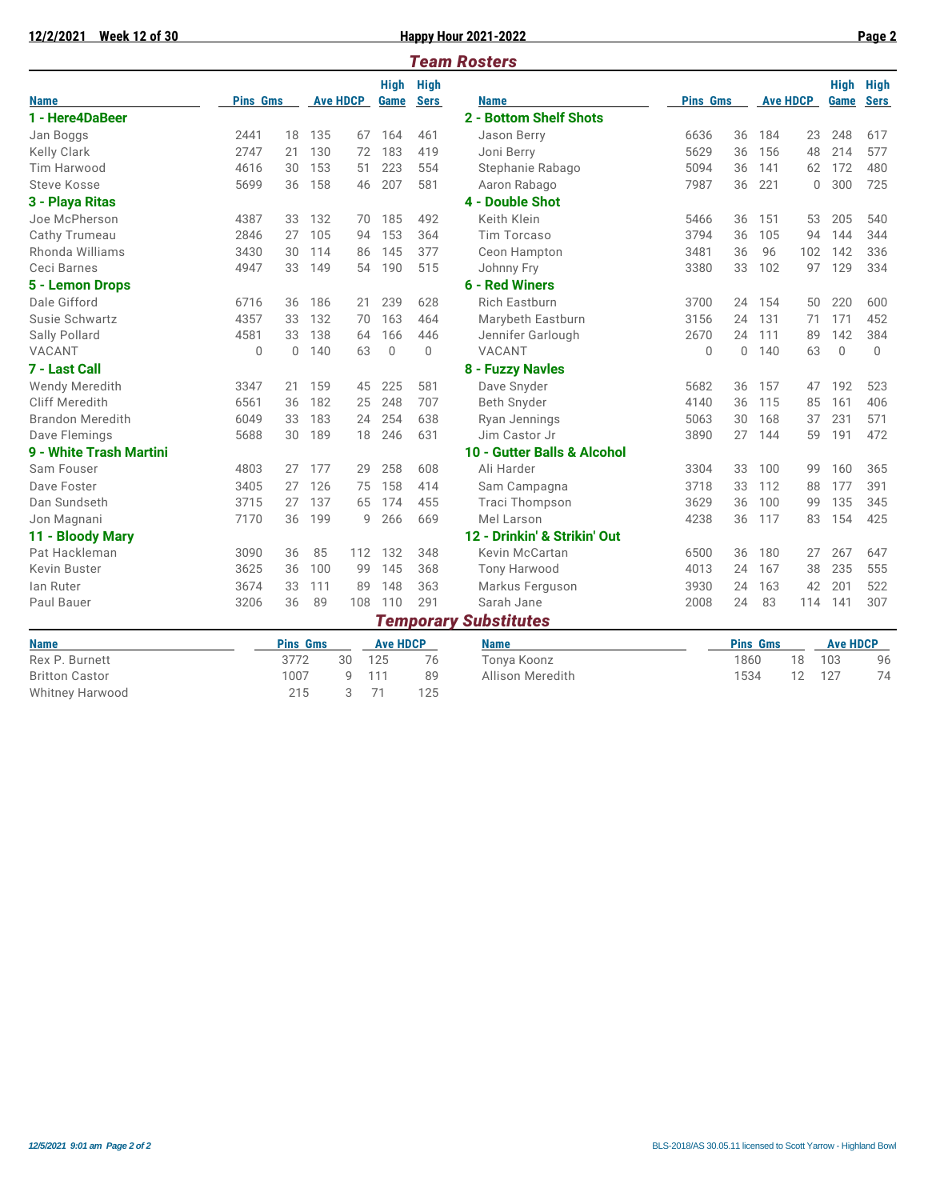## Team Rosters

| Name | Pins | Gms | Ave | HDCP | High Game | High Sers |
|---|---|---|---|---|---|---|
| **1 - Here4DaBeer** | | | | | | |
| Jan Boggs | 2441 | 18 | 135 | 67 | 164 | 461 |
| Kelly Clark | 2747 | 21 | 130 | 72 | 183 | 419 |
| Tim Harwood | 4616 | 30 | 153 | 51 | 223 | 554 |
| Steve Kosse | 5699 | 36 | 158 | 46 | 207 | 581 |
| **2 - Bottom Shelf Shots** | | | | | | |
| Jason Berry | 6636 | 36 | 184 | 23 | 248 | 617 |
| Joni Berry | 5629 | 36 | 156 | 48 | 214 | 577 |
| Stephanie Rabago | 5094 | 36 | 141 | 62 | 172 | 480 |
| Aaron Rabago | 7987 | 36 | 221 | 0 | 300 | 725 |
| **3 - Playa Ritas** | | | | | | |
| Joe McPherson | 4387 | 33 | 132 | 70 | 185 | 492 |
| Cathy Trumeau | 2846 | 27 | 105 | 94 | 153 | 364 |
| Rhonda Williams | 3430 | 30 | 114 | 86 | 145 | 377 |
| Ceci Barnes | 4947 | 33 | 149 | 54 | 190 | 515 |
| **4 - Double Shot** | | | | | | |
| Keith Klein | 5466 | 36 | 151 | 53 | 205 | 540 |
| Tim Torcaso | 3794 | 36 | 105 | 94 | 144 | 344 |
| Ceon Hampton | 3481 | 36 | 96 | 102 | 142 | 336 |
| Johnny Fry | 3380 | 33 | 102 | 97 | 129 | 334 |
| **5 - Lemon Drops** | | | | | | |
| Dale Gifford | 6716 | 36 | 186 | 21 | 239 | 628 |
| Susie Schwartz | 4357 | 33 | 132 | 70 | 163 | 464 |
| Sally Pollard | 4581 | 33 | 138 | 64 | 166 | 446 |
| VACANT | 0 | 0 | 140 | 63 | 0 | 0 |
| **6 - Red Winers** | | | | | | |
| Rich Eastburn | 3700 | 24 | 154 | 50 | 220 | 600 |
| Marybeth Eastburn | 3156 | 24 | 131 | 71 | 171 | 452 |
| Jennifer Garlough | 2670 | 24 | 111 | 89 | 142 | 384 |
| VACANT | 0 | 0 | 140 | 63 | 0 | 0 |
| **7 - Last Call** | | | | | | |
| Wendy Meredith | 3347 | 21 | 159 | 45 | 225 | 581 |
| Cliff Meredith | 6561 | 36 | 182 | 25 | 248 | 707 |
| Brandon Meredith | 6049 | 33 | 183 | 24 | 254 | 638 |
| Dave Flemings | 5688 | 30 | 189 | 18 | 246 | 631 |
| **8 - Fuzzy Navles** | | | | | | |
| Dave Snyder | 5682 | 36 | 157 | 47 | 192 | 523 |
| Beth Snyder | 4140 | 36 | 115 | 85 | 161 | 406 |
| Ryan Jennings | 5063 | 30 | 168 | 37 | 231 | 571 |
| Jim Castor Jr | 3890 | 27 | 144 | 59 | 191 | 472 |
| **9 - White Trash Martini** | | | | | | |
| Sam Fouser | 4803 | 27 | 177 | 29 | 258 | 608 |
| Dave Foster | 3405 | 27 | 126 | 75 | 158 | 414 |
| Dan Sundseth | 3715 | 27 | 137 | 65 | 174 | 455 |
| Jon Magnani | 7170 | 36 | 199 | 9 | 266 | 669 |
| **10 - Gutter Balls & Alcohol** | | | | | | |
| Ali Harder | 3304 | 33 | 100 | 99 | 160 | 365 |
| Sam Campagna | 3718 | 33 | 112 | 88 | 177 | 391 |
| Traci Thompson | 3629 | 36 | 100 | 99 | 135 | 345 |
| Mel Larson | 4238 | 36 | 117 | 83 | 154 | 425 |
| **11 - Bloody Mary** | | | | | | |
| Pat Hackleman | 3090 | 36 | 85 | 112 | 132 | 348 |
| Kevin Buster | 3625 | 36 | 100 | 99 | 145 | 368 |
| Ian Ruter | 3674 | 33 | 111 | 89 | 148 | 363 |
| Paul Bauer | 3206 | 36 | 89 | 108 | 110 | 291 |
| **12 - Drinkin' & Strikin' Out** | | | | | | |
| Kevin McCartan | 6500 | 36 | 180 | 27 | 267 | 647 |
| Tony Harwood | 4013 | 24 | 167 | 38 | 235 | 555 |
| Markus Ferguson | 3930 | 24 | 163 | 42 | 201 | 522 |
| Sarah Jane | 2008 | 24 | 83 | 114 | 141 | 307 |

## Temporary Substitutes

| Name | Pins | Gms | Ave | HDCP |
|---|---|---|---|---|
| Rex P. Burnett | 3772 | 30 | 125 | 76 |
| Britton Castor | 1007 | 9 | 111 | 89 |
| Whitney Harwood | 215 | 3 | 71 | 125 |
| Tonya Koonz | 1860 | 18 | 103 | 96 |
| Allison Meredith | 1534 | 12 | 127 | 74 |